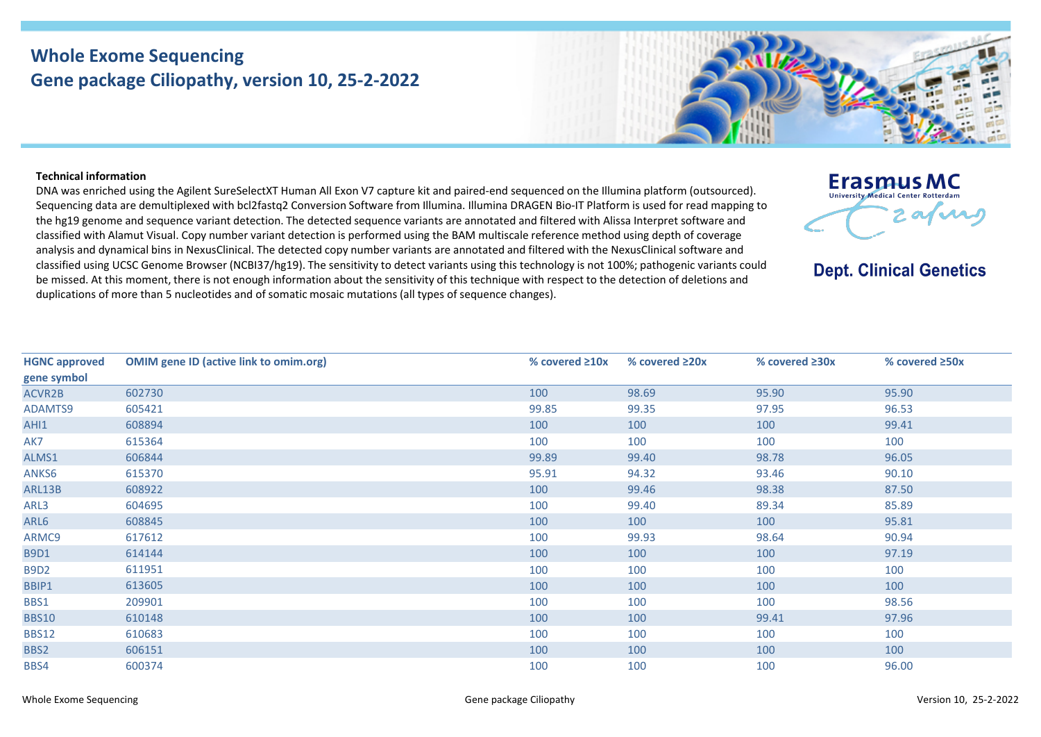# Whole Exome Sequencing
## Gene package Ciliopathy, version 10, 25-2-2022

Erasmus MC
University Medical Center Rotterdam

**Dept. Clinical Genetics**

**Technical information**

DNA was enriched using the Agilent SureSelectXT Human All Exon V7 capture kit and paired-end sequenced on the Illumina platform (outsourced). Sequencing data are demultiplexed with bcl2fastq2 Conversion Software from Illumina. Illumina DRAGEN Bio-IT Platform is used for read mapping to the hg19 genome and sequence variant detection. The detected sequence variants are annotated and filtered with Alissa Interpret software and classified with Alamut Visual. Copy number variant detection is performed using the BAM multiscale reference method using depth of coverage analysis and dynamical bins in NexusClinical. The detected copy number variants are annotated and filtered with the NexusClinical software and classified using UCSC Genome Browser (NCBI37/hg19). The sensitivity to detect variants using this technology is not 100%; pathogenic variants could be missed. At this moment, there is not enough information about the sensitivity of this technique with respect to the detection of deletions and duplications of more than 5 nucleotides and of somatic mosaic mutations (all types of sequence changes).

| HGNC approved gene symbol | OMIM gene ID (active link to omim.org) | % covered ≥10x | % covered ≥20x | % covered ≥30x | % covered ≥50x |
|---|---|---|---|---|---|
| ACVR2B | 602730 | 100 | 98.69 | 95.90 | 95.90 |
| ADAMTS9 | 605421 | 99.85 | 99.35 | 97.95 | 96.53 |
| AHI1 | 608894 | 100 | 100 | 100 | 99.41 |
| AK7 | 615364 | 100 | 100 | 100 | 100 |
| ALMS1 | 606844 | 99.89 | 99.40 | 98.78 | 96.05 |
| ANKS6 | 615370 | 95.91 | 94.32 | 93.46 | 90.10 |
| ARL13B | 608922 | 100 | 99.46 | 98.38 | 87.50 |
| ARL3 | 604695 | 100 | 99.40 | 89.34 | 85.89 |
| ARL6 | 608845 | 100 | 100 | 100 | 95.81 |
| ARMC9 | 617612 | 100 | 99.93 | 98.64 | 90.94 |
| B9D1 | 614144 | 100 | 100 | 100 | 97.19 |
| B9D2 | 611951 | 100 | 100 | 100 | 100 |
| BBIP1 | 613605 | 100 | 100 | 100 | 100 |
| BBS1 | 209901 | 100 | 100 | 100 | 98.56 |
| BBS10 | 610148 | 100 | 100 | 99.41 | 97.96 |
| BBS12 | 610683 | 100 | 100 | 100 | 100 |
| BBS2 | 606151 | 100 | 100 | 100 | 100 |
| BBS4 | 600374 | 100 | 100 | 100 | 96.00 |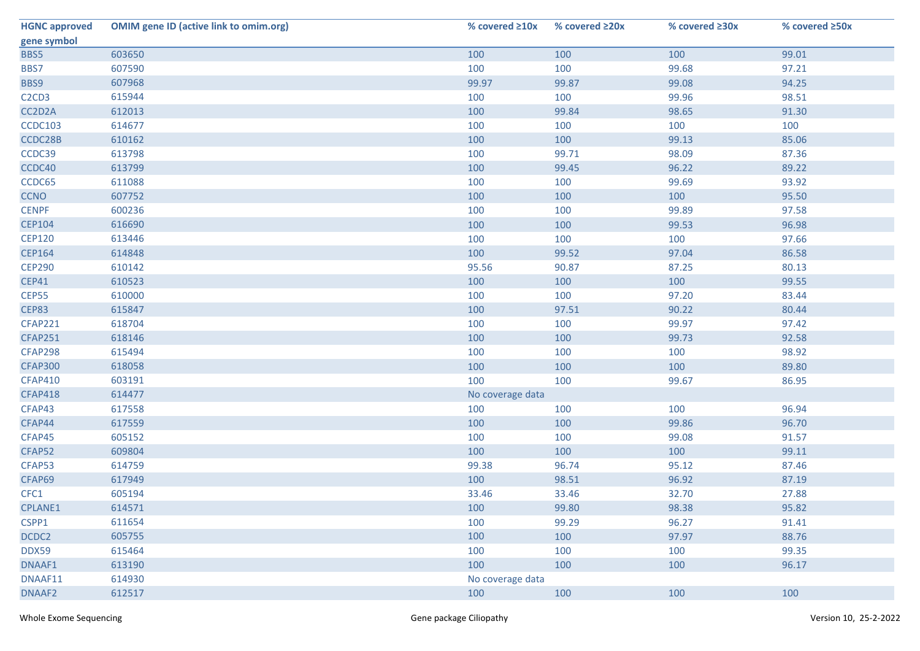| HGNC approved gene symbol | OMIM gene ID (active link to omim.org) | % covered ≥10x | % covered ≥20x | % covered ≥30x | % covered ≥50x |
|---|---|---|---|---|---|
| BBS5 | 603650 | 100 | 100 | 100 | 99.01 |
| BBS7 | 607590 | 100 | 100 | 99.68 | 97.21 |
| BBS9 | 607968 | 99.97 | 99.87 | 99.08 | 94.25 |
| C2CD3 | 615944 | 100 | 100 | 99.96 | 98.51 |
| CC2D2A | 612013 | 100 | 99.84 | 98.65 | 91.30 |
| CCDC103 | 614677 | 100 | 100 | 100 | 100 |
| CCDC28B | 610162 | 100 | 100 | 99.13 | 85.06 |
| CCDC39 | 613798 | 100 | 99.71 | 98.09 | 87.36 |
| CCDC40 | 613799 | 100 | 99.45 | 96.22 | 89.22 |
| CCDC65 | 611088 | 100 | 100 | 99.69 | 93.92 |
| CCNO | 607752 | 100 | 100 | 100 | 95.50 |
| CENPF | 600236 | 100 | 100 | 99.89 | 97.58 |
| CEP104 | 616690 | 100 | 100 | 99.53 | 96.98 |
| CEP120 | 613446 | 100 | 100 | 100 | 97.66 |
| CEP164 | 614848 | 100 | 99.52 | 97.04 | 86.58 |
| CEP290 | 610142 | 95.56 | 90.87 | 87.25 | 80.13 |
| CEP41 | 610523 | 100 | 100 | 100 | 99.55 |
| CEP55 | 610000 | 100 | 100 | 97.20 | 83.44 |
| CEP83 | 615847 | 100 | 97.51 | 90.22 | 80.44 |
| CFAP221 | 618704 | 100 | 100 | 99.97 | 97.42 |
| CFAP251 | 618146 | 100 | 100 | 99.73 | 92.58 |
| CFAP298 | 615494 | 100 | 100 | 100 | 98.92 |
| CFAP300 | 618058 | 100 | 100 | 100 | 89.80 |
| CFAP410 | 603191 | 100 | 100 | 99.67 | 86.95 |
| CFAP418 | 614477 | No coverage data | | | |
| CFAP43 | 617558 | 100 | 100 | 100 | 96.94 |
| CFAP44 | 617559 | 100 | 100 | 99.86 | 96.70 |
| CFAP45 | 605152 | 100 | 100 | 99.08 | 91.57 |
| CFAP52 | 609804 | 100 | 100 | 100 | 99.11 |
| CFAP53 | 614759 | 99.38 | 96.74 | 95.12 | 87.46 |
| CFAP69 | 617949 | 100 | 98.51 | 96.92 | 87.19 |
| CFC1 | 605194 | 33.46 | 33.46 | 32.70 | 27.88 |
| CPLANE1 | 614571 | 100 | 99.80 | 98.38 | 95.82 |
| CSPP1 | 611654 | 100 | 99.29 | 96.27 | 91.41 |
| DCDC2 | 605755 | 100 | 100 | 97.97 | 88.76 |
| DDX59 | 615464 | 100 | 100 | 100 | 99.35 |
| DNAAF1 | 613190 | 100 | 100 | 100 | 96.17 |
| DNAAF11 | 614930 | No coverage data | | | |
| DNAAF2 | 612517 | 100 | 100 | 100 | 100 |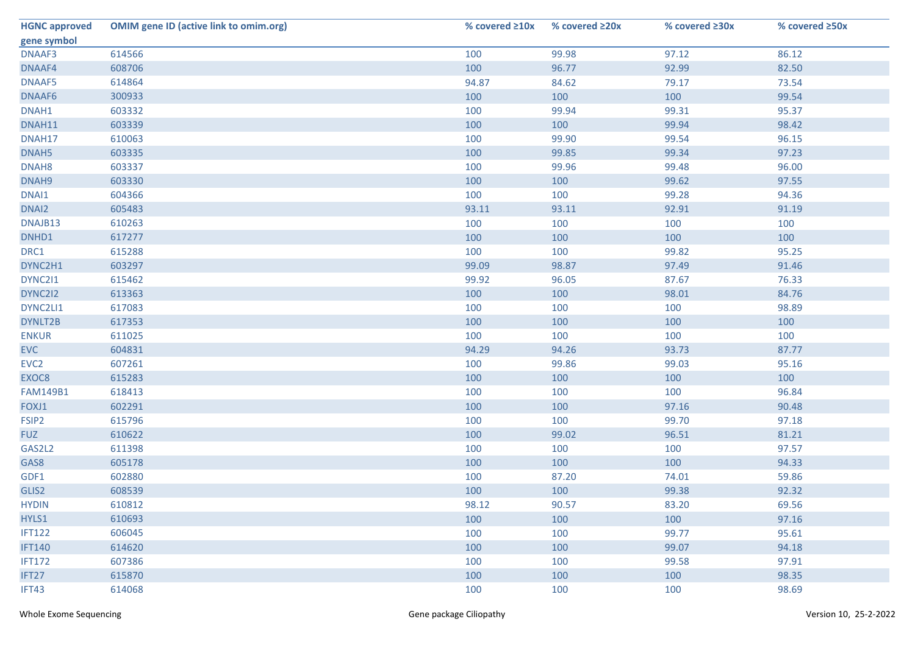| HGNC approved gene symbol | OMIM gene ID (active link to omim.org) | % covered ≥10x | % covered ≥20x | % covered ≥30x | % covered ≥50x |
|---|---|---|---|---|---|
| DNAAF3 | 614566 | 100 | 99.98 | 97.12 | 86.12 |
| DNAAF4 | 608706 | 100 | 96.77 | 92.99 | 82.50 |
| DNAAF5 | 614864 | 94.87 | 84.62 | 79.17 | 73.54 |
| DNAAF6 | 300933 | 100 | 100 | 100 | 99.54 |
| DNAH1 | 603332 | 100 | 99.94 | 99.31 | 95.37 |
| DNAH11 | 603339 | 100 | 100 | 99.94 | 98.42 |
| DNAH17 | 610063 | 100 | 99.90 | 99.54 | 96.15 |
| DNAH5 | 603335 | 100 | 99.85 | 99.34 | 97.23 |
| DNAH8 | 603337 | 100 | 99.96 | 99.48 | 96.00 |
| DNAH9 | 603330 | 100 | 100 | 99.62 | 97.55 |
| DNAI1 | 604366 | 100 | 100 | 99.28 | 94.36 |
| DNAI2 | 605483 | 93.11 | 93.11 | 92.91 | 91.19 |
| DNAJB13 | 610263 | 100 | 100 | 100 | 100 |
| DNHD1 | 617277 | 100 | 100 | 100 | 100 |
| DRC1 | 615288 | 100 | 100 | 99.82 | 95.25 |
| DYNC2H1 | 603297 | 99.09 | 98.87 | 97.49 | 91.46 |
| DYNC2I1 | 615462 | 99.92 | 96.05 | 87.67 | 76.33 |
| DYNC2I2 | 613363 | 100 | 100 | 98.01 | 84.76 |
| DYNC2LI1 | 617083 | 100 | 100 | 100 | 98.89 |
| DYNLT2B | 617353 | 100 | 100 | 100 | 100 |
| ENKUR | 611025 | 100 | 100 | 100 | 100 |
| EVC | 604831 | 94.29 | 94.26 | 93.73 | 87.77 |
| EVC2 | 607261 | 100 | 99.86 | 99.03 | 95.16 |
| EXOC8 | 615283 | 100 | 100 | 100 | 100 |
| FAM149B1 | 618413 | 100 | 100 | 100 | 96.84 |
| FOXJ1 | 602291 | 100 | 100 | 97.16 | 90.48 |
| FSIP2 | 615796 | 100 | 100 | 99.70 | 97.18 |
| FUZ | 610622 | 100 | 99.02 | 96.51 | 81.21 |
| GAS2L2 | 611398 | 100 | 100 | 100 | 97.57 |
| GAS8 | 605178 | 100 | 100 | 100 | 94.33 |
| GDF1 | 602880 | 100 | 87.20 | 74.01 | 59.86 |
| GLIS2 | 608539 | 100 | 100 | 99.38 | 92.32 |
| HYDIN | 610812 | 98.12 | 90.57 | 83.20 | 69.56 |
| HYLS1 | 610693 | 100 | 100 | 100 | 97.16 |
| IFT122 | 606045 | 100 | 100 | 99.77 | 95.61 |
| IFT140 | 614620 | 100 | 100 | 99.07 | 94.18 |
| IFT172 | 607386 | 100 | 100 | 99.58 | 97.91 |
| IFT27 | 615870 | 100 | 100 | 100 | 98.35 |
| IFT43 | 614068 | 100 | 100 | 100 | 98.69 |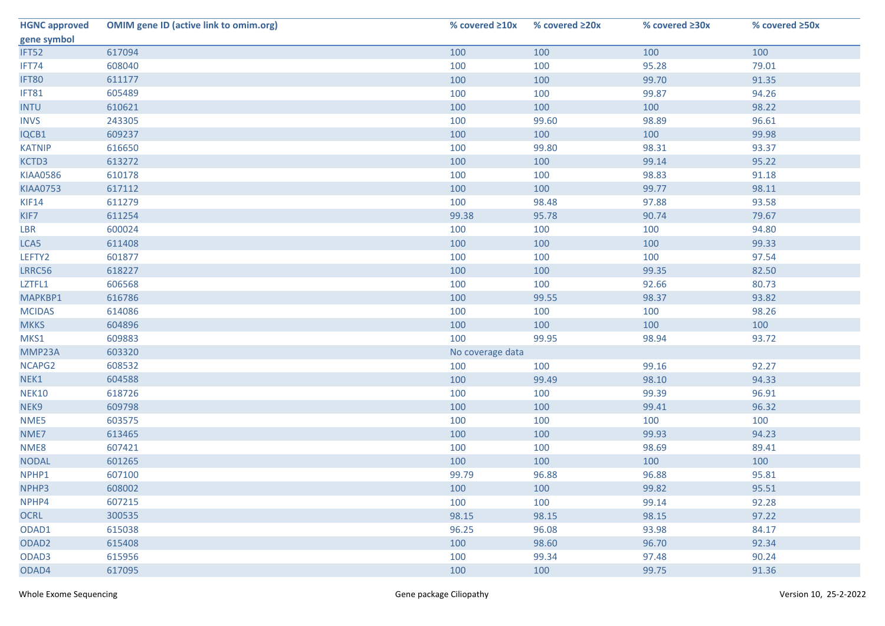| HGNC approved gene symbol | OMIM gene ID (active link to omim.org) | % covered ≥10x | % covered ≥20x | % covered ≥30x | % covered ≥50x |
|---|---|---|---|---|---|
| IFT52 | 617094 | 100 | 100 | 100 | 100 |
| IFT74 | 608040 | 100 | 100 | 95.28 | 79.01 |
| IFT80 | 611177 | 100 | 100 | 99.70 | 91.35 |
| IFT81 | 605489 | 100 | 100 | 99.87 | 94.26 |
| INTU | 610621 | 100 | 100 | 100 | 98.22 |
| INVS | 243305 | 100 | 99.60 | 98.89 | 96.61 |
| IQCB1 | 609237 | 100 | 100 | 100 | 99.98 |
| KATNIP | 616650 | 100 | 99.80 | 98.31 | 93.37 |
| KCTD3 | 613272 | 100 | 100 | 99.14 | 95.22 |
| KIAA0586 | 610178 | 100 | 100 | 98.83 | 91.18 |
| KIAA0753 | 617112 | 100 | 100 | 99.77 | 98.11 |
| KIF14 | 611279 | 100 | 98.48 | 97.88 | 93.58 |
| KIF7 | 611254 | 99.38 | 95.78 | 90.74 | 79.67 |
| LBR | 600024 | 100 | 100 | 100 | 94.80 |
| LCA5 | 611408 | 100 | 100 | 100 | 99.33 |
| LEFTY2 | 601877 | 100 | 100 | 100 | 97.54 |
| LRRC56 | 618227 | 100 | 100 | 99.35 | 82.50 |
| LZTFL1 | 606568 | 100 | 100 | 92.66 | 80.73 |
| MAPKBP1 | 616786 | 100 | 99.55 | 98.37 | 93.82 |
| MCIDAS | 614086 | 100 | 100 | 100 | 98.26 |
| MKKS | 604896 | 100 | 100 | 100 | 100 |
| MKS1 | 609883 | 100 | 99.95 | 98.94 | 93.72 |
| MMP23A | 603320 | No coverage data | | | |
| NCAPG2 | 608532 | 100 | 100 | 99.16 | 92.27 |
| NEK1 | 604588 | 100 | 99.49 | 98.10 | 94.33 |
| NEK10 | 618726 | 100 | 100 | 99.39 | 96.91 |
| NEK9 | 609798 | 100 | 100 | 99.41 | 96.32 |
| NME5 | 603575 | 100 | 100 | 100 | 100 |
| NME7 | 613465 | 100 | 100 | 99.93 | 94.23 |
| NME8 | 607421 | 100 | 100 | 98.69 | 89.41 |
| NODAL | 601265 | 100 | 100 | 100 | 100 |
| NPHP1 | 607100 | 99.79 | 96.88 | 96.88 | 95.81 |
| NPHP3 | 608002 | 100 | 100 | 99.82 | 95.51 |
| NPHP4 | 607215 | 100 | 100 | 99.14 | 92.28 |
| OCRL | 300535 | 98.15 | 98.15 | 98.15 | 97.22 |
| ODAD1 | 615038 | 96.25 | 96.08 | 93.98 | 84.17 |
| ODAD2 | 615408 | 100 | 98.60 | 96.70 | 92.34 |
| ODAD3 | 615956 | 100 | 99.34 | 97.48 | 90.24 |
| ODAD4 | 617095 | 100 | 100 | 99.75 | 91.36 |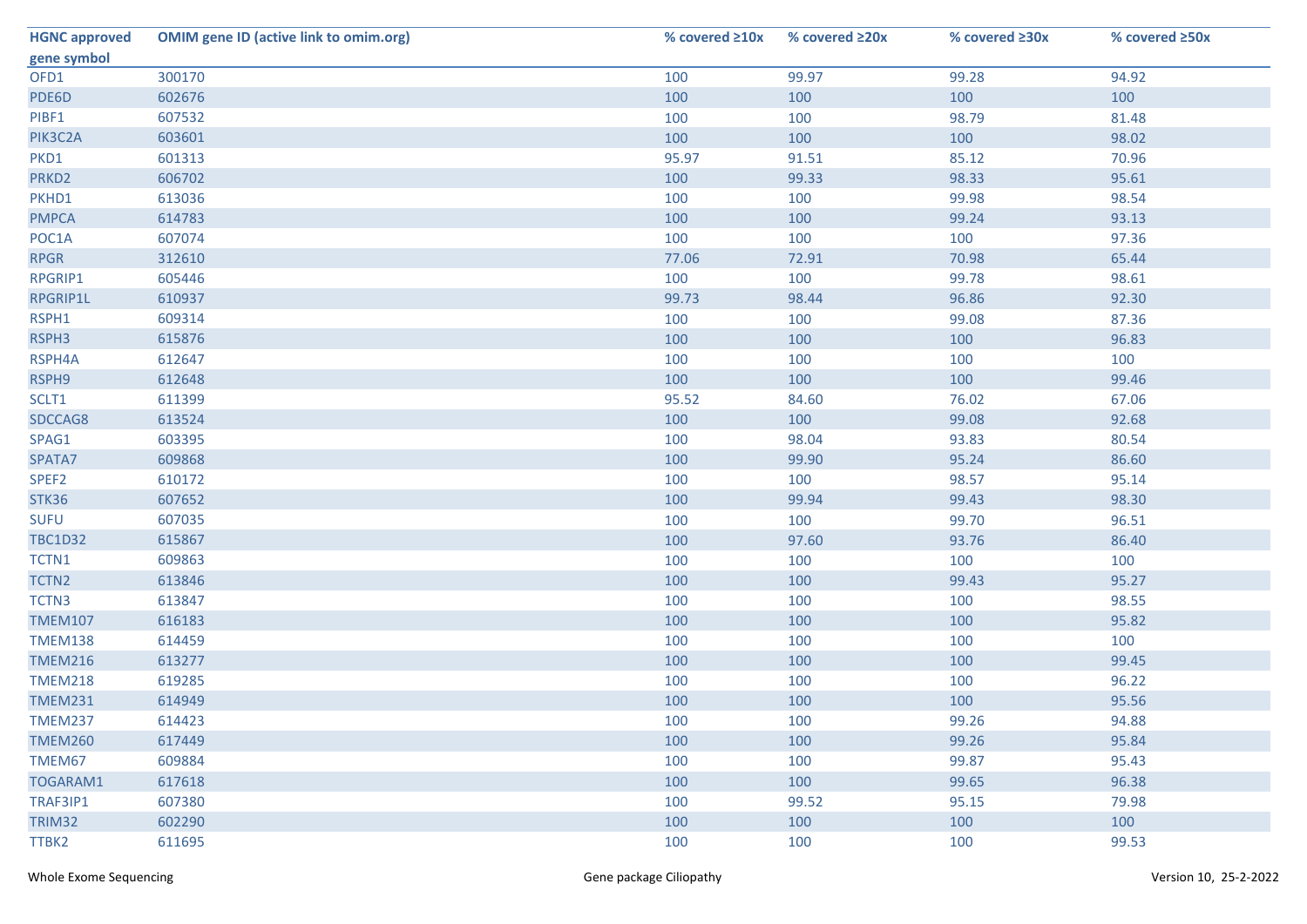| HGNC approved gene symbol | OMIM gene ID (active link to omim.org) | % covered ≥10x | % covered ≥20x | % covered ≥30x | % covered ≥50x |
|---|---|---|---|---|---|
| OFD1 | 300170 | 100 | 99.97 | 99.28 | 94.92 |
| PDE6D | 602676 | 100 | 100 | 100 | 100 |
| PIBF1 | 607532 | 100 | 100 | 98.79 | 81.48 |
| PIK3C2A | 603601 | 100 | 100 | 100 | 98.02 |
| PKD1 | 601313 | 95.97 | 91.51 | 85.12 | 70.96 |
| PRKD2 | 606702 | 100 | 99.33 | 98.33 | 95.61 |
| PKHD1 | 613036 | 100 | 100 | 99.98 | 98.54 |
| PMPCA | 614783 | 100 | 100 | 99.24 | 93.13 |
| POC1A | 607074 | 100 | 100 | 100 | 97.36 |
| RPGR | 312610 | 77.06 | 72.91 | 70.98 | 65.44 |
| RPGRIP1 | 605446 | 100 | 100 | 99.78 | 98.61 |
| RPGRIP1L | 610937 | 99.73 | 98.44 | 96.86 | 92.30 |
| RSPH1 | 609314 | 100 | 100 | 99.08 | 87.36 |
| RSPH3 | 615876 | 100 | 100 | 100 | 96.83 |
| RSPH4A | 612647 | 100 | 100 | 100 | 100 |
| RSPH9 | 612648 | 100 | 100 | 100 | 99.46 |
| SCLT1 | 611399 | 95.52 | 84.60 | 76.02 | 67.06 |
| SDCCAG8 | 613524 | 100 | 100 | 99.08 | 92.68 |
| SPAG1 | 603395 | 100 | 98.04 | 93.83 | 80.54 |
| SPATA7 | 609868 | 100 | 99.90 | 95.24 | 86.60 |
| SPEF2 | 610172 | 100 | 100 | 98.57 | 95.14 |
| STK36 | 607652 | 100 | 99.94 | 99.43 | 98.30 |
| SUFU | 607035 | 100 | 100 | 99.70 | 96.51 |
| TBC1D32 | 615867 | 100 | 97.60 | 93.76 | 86.40 |
| TCTN1 | 609863 | 100 | 100 | 100 | 100 |
| TCTN2 | 613846 | 100 | 100 | 99.43 | 95.27 |
| TCTN3 | 613847 | 100 | 100 | 100 | 98.55 |
| TMEM107 | 616183 | 100 | 100 | 100 | 95.82 |
| TMEM138 | 614459 | 100 | 100 | 100 | 100 |
| TMEM216 | 613277 | 100 | 100 | 100 | 99.45 |
| TMEM218 | 619285 | 100 | 100 | 100 | 96.22 |
| TMEM231 | 614949 | 100 | 100 | 100 | 95.56 |
| TMEM237 | 614423 | 100 | 100 | 99.26 | 94.88 |
| TMEM260 | 617449 | 100 | 100 | 99.26 | 95.84 |
| TMEM67 | 609884 | 100 | 100 | 99.87 | 95.43 |
| TOGARAM1 | 617618 | 100 | 100 | 99.65 | 96.38 |
| TRAF3IP1 | 607380 | 100 | 99.52 | 95.15 | 79.98 |
| TRIM32 | 602290 | 100 | 100 | 100 | 100 |
| TTBK2 | 611695 | 100 | 100 | 100 | 99.53 |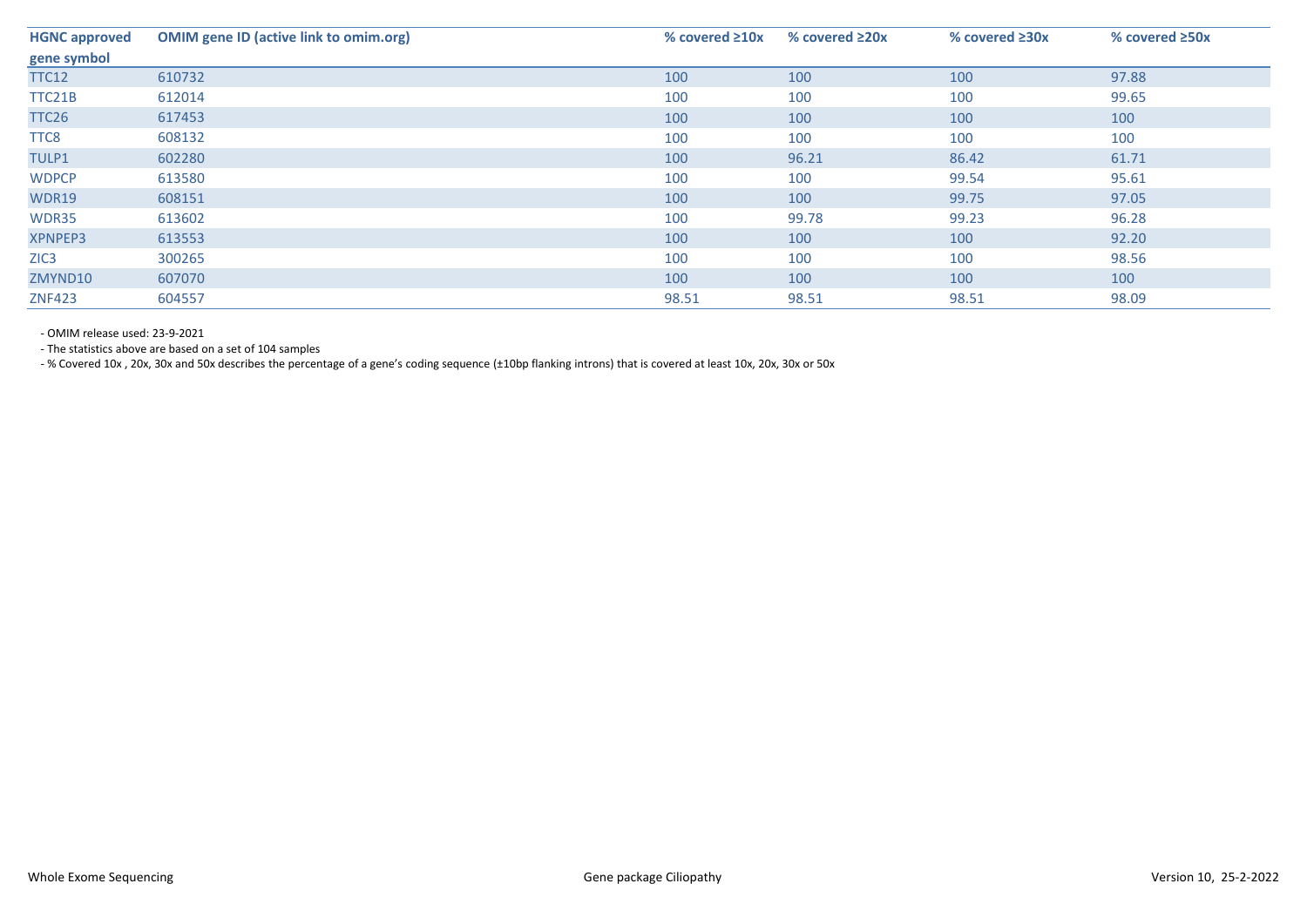| HGNC approved gene symbol | OMIM gene ID (active link to omim.org) | % covered ≥10x | % covered ≥20x | % covered ≥30x | % covered ≥50x |
|---|---|---|---|---|---|
| TTC12 | 610732 | 100 | 100 | 100 | 97.88 |
| TTC21B | 612014 | 100 | 100 | 100 | 99.65 |
| TTC26 | 617453 | 100 | 100 | 100 | 100 |
| TTC8 | 608132 | 100 | 100 | 100 | 100 |
| TULP1 | 602280 | 100 | 96.21 | 86.42 | 61.71 |
| WDPCP | 613580 | 100 | 100 | 99.54 | 95.61 |
| WDR19 | 608151 | 100 | 100 | 99.75 | 97.05 |
| WDR35 | 613602 | 100 | 99.78 | 99.23 | 96.28 |
| XPNPEP3 | 613553 | 100 | 100 | 100 | 92.20 |
| ZIC3 | 300265 | 100 | 100 | 100 | 98.56 |
| ZMYND10 | 607070 | 100 | 100 | 100 | 100 |
| ZNF423 | 604557 | 98.51 | 98.51 | 98.51 | 98.09 |

- OMIM release used: 23-9-2021
- The statistics above are based on a set of 104 samples
- % Covered 10x , 20x, 30x and 50x describes the percentage of a gene's coding sequence (±10bp flanking introns) that is covered at least 10x, 20x, 30x or 50x